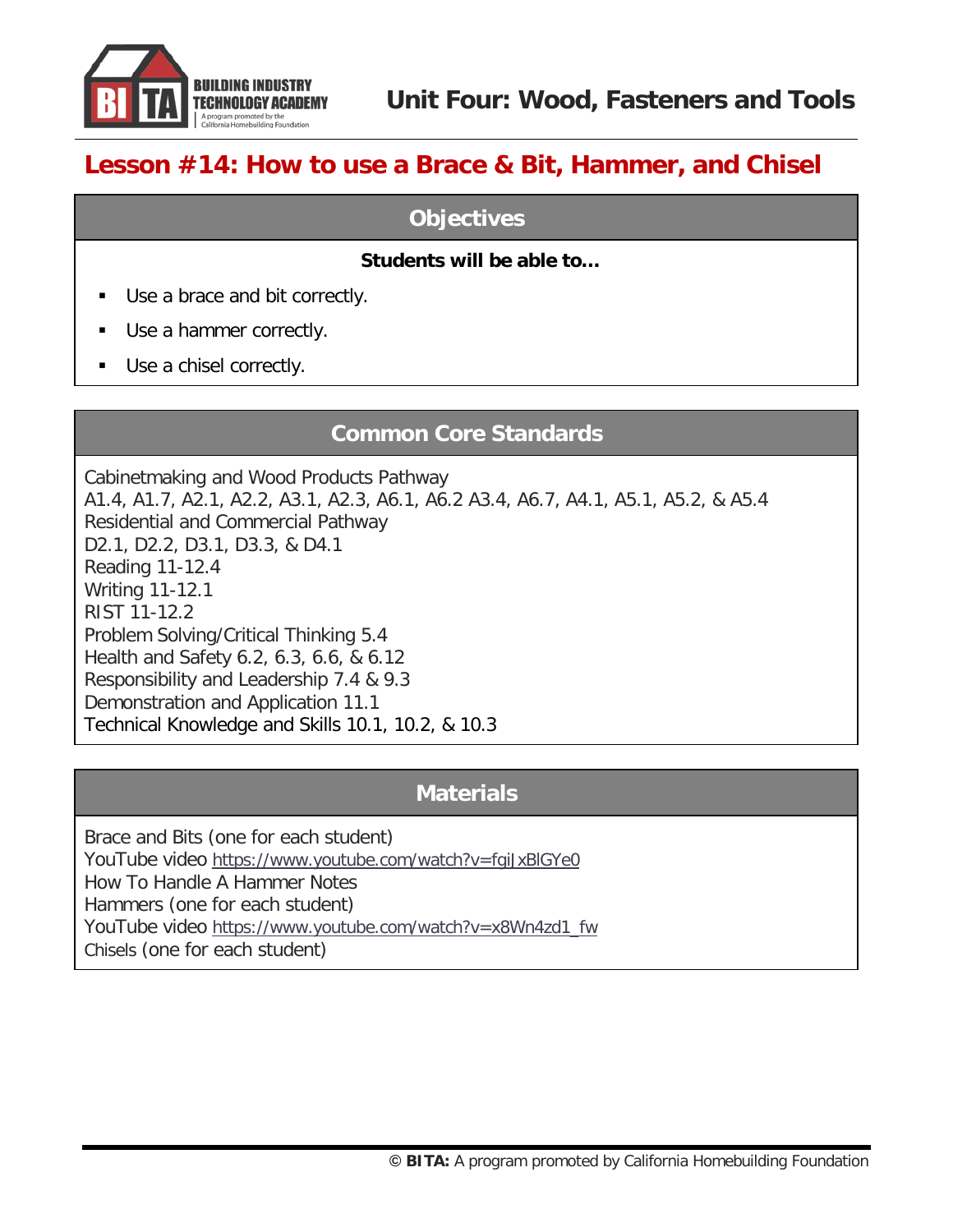# Unit Four: Wood, Fasteners and Tools

## Lesson #14: How to use a Brace & Bit, Hammer, and Chisel

### Objectives

**Students will be able to…**

- Use a brace and bit correctly.
- Use a hammer correctly.
- Use a chisel correctly.

### Common Core Standards

Cabinetmaking and Wood Products Pathway
A1.4, A1.7, A2.1, A2.2, A3.1, A2.3, A6.1, A6.2 A3.4, A6.7, A4.1, A5.1, A5.2, & A5.4
Residential and Commercial Pathway
D2.1, D2.2, D3.1, D3.3, & D4.1
Reading 11-12.4
Writing 11-12.1
RIST 11-12.2
Problem Solving/Critical Thinking 5.4
Health and Safety 6.2, 6.3, 6.6, & 6.12
Responsibility and Leadership 7.4 & 9.3
Demonstration and Application 11.1
Technical Knowledge and Skills 10.1, 10.2, & 10.3

### Materials

Brace and Bits (one for each student)
YouTube video https://www.youtube.com/watch?v=fgiJxBlGYe0
How To Handle A Hammer Notes
Hammers (one for each student)
YouTube video https://www.youtube.com/watch?v=x8Wn4zd1_fw
Chisels (one for each student)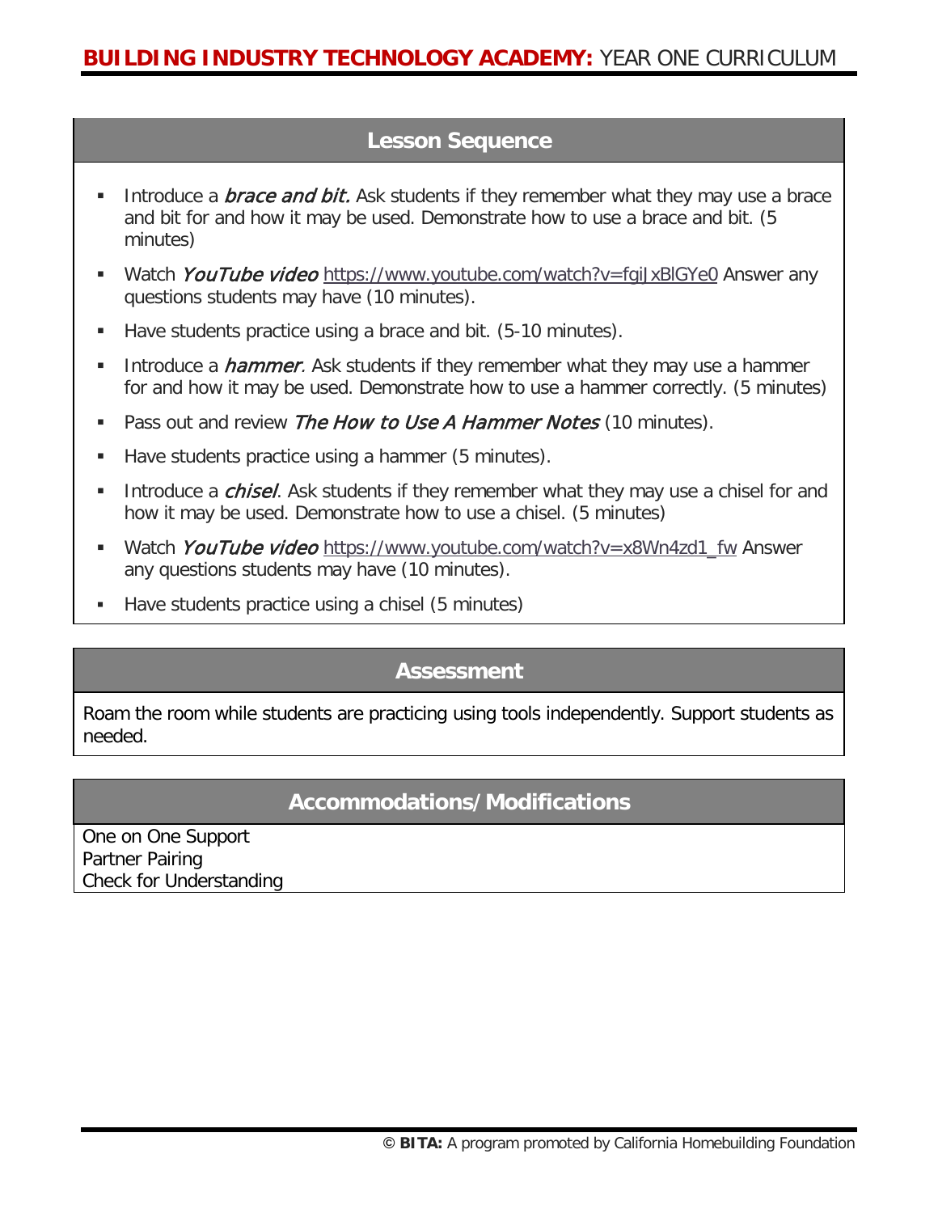## Lesson Sequence

- Introduce a *brace and bit.* Ask students if they remember what they may use a brace and bit for and how it may be used. Demonstrate how to use a brace and bit. (5 minutes)
- Watch *YouTube video* https://www.youtube.com/watch?v=fgjJxBlGYe0 Answer any questions students may have (10 minutes).
- Have students practice using a brace and bit. (5-10 minutes).
- Introduce a *hammer*. Ask students if they remember what they may use a hammer for and how it may be used. Demonstrate how to use a hammer correctly. (5 minutes)
- Pass out and review *The How to Use A Hammer Notes* (10 minutes).
- Have students practice using a hammer (5 minutes).
- Introduce a *chisel*. Ask students if they remember what they may use a chisel for and how it may be used. Demonstrate how to use a chisel. (5 minutes)
- Watch *YouTube video* https://www.youtube.com/watch?v=x8Wn4zd1_fw Answer any questions students may have (10 minutes).
- Have students practice using a chisel (5 minutes)

## Assessment

Roam the room while students are practicing using tools independently. Support students as needed.

## Accommodations/Modifications

One on One Support
Partner Pairing
Check for Understanding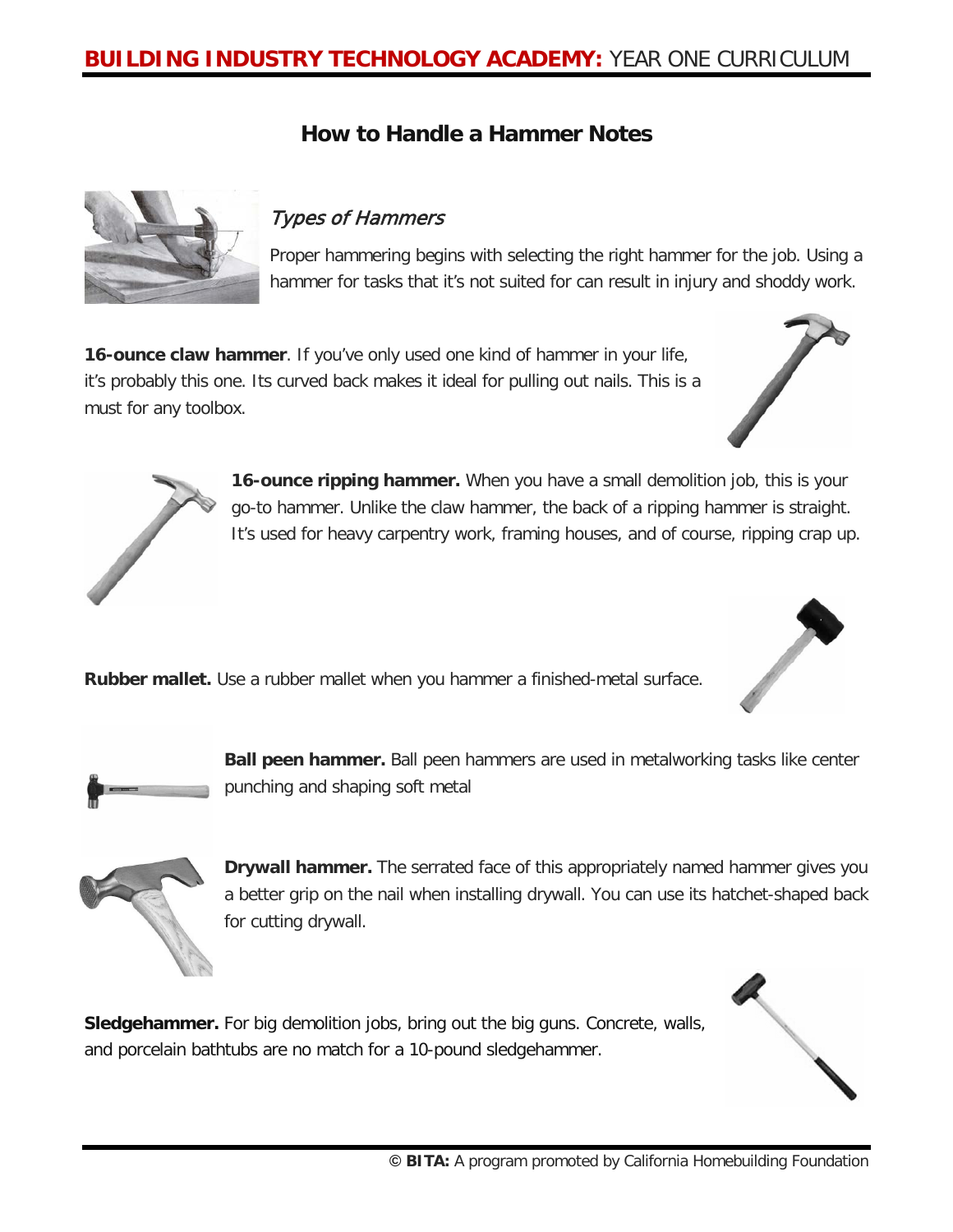## How to Handle a Hammer Notes

### *Types of Hammers*

Proper hammering begins with selecting the right hammer for the job. Using a hammer for tasks that it's not suited for can result in injury and shoddy work.

**16-ounce claw hammer**. If you've only used one kind of hammer in your life, it's probably this one. Its curved back makes it ideal for pulling out nails. This is a must for any toolbox.

**16-ounce ripping hammer.** When you have a small demolition job, this is your go-to hammer. Unlike the claw hammer, the back of a ripping hammer is straight. It's used for heavy carpentry work, framing houses, and of course, ripping crap up.

**Rubber mallet.** Use a rubber mallet when you hammer a finished-metal surface.

**Ball peen hammer.** Ball peen hammers are used in metalworking tasks like center punching and shaping soft metal

**Drywall hammer.** The serrated face of this appropriately named hammer gives you a better grip on the nail when installing drywall. You can use its hatchet-shaped back for cutting drywall.

**Sledgehammer.** For big demolition jobs, bring out the big guns. Concrete, walls, and porcelain bathtubs are no match for a 10-pound sledgehammer.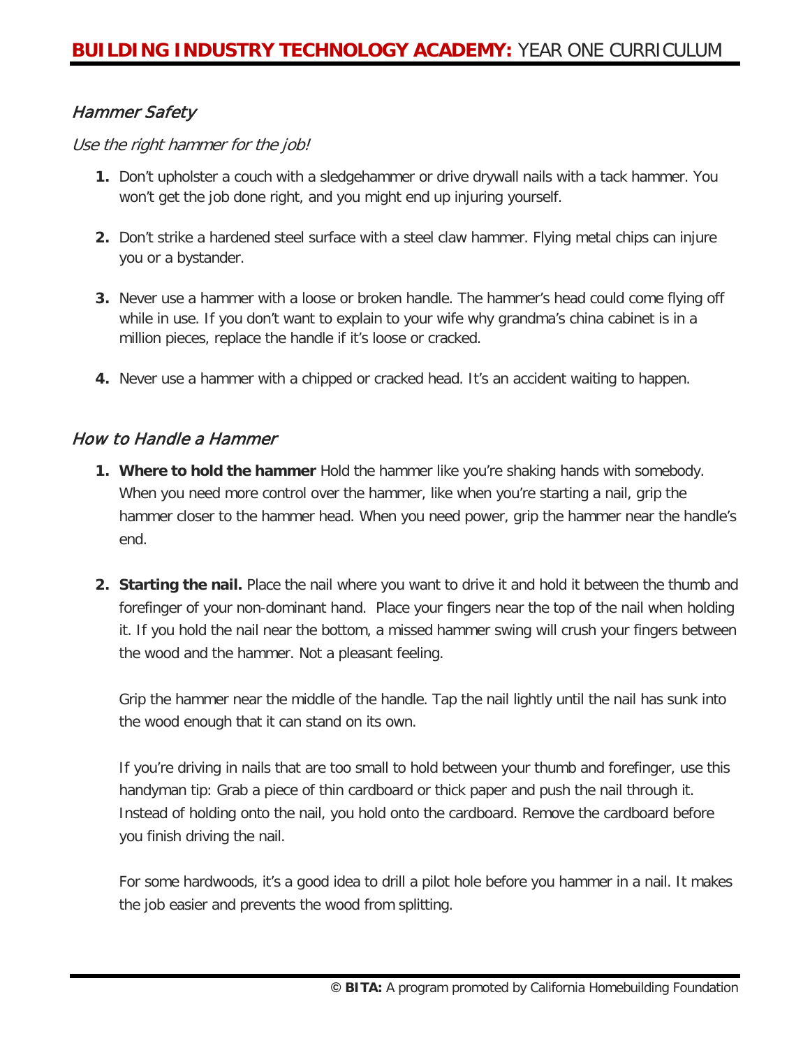## *Hammer Safety*

*Use the right hammer for the job!*

1. Don't upholster a couch with a sledgehammer or drive drywall nails with a tack hammer. You won't get the job done right, and you might end up injuring yourself.

2. Don't strike a hardened steel surface with a steel claw hammer. Flying metal chips can injure you or a bystander.

3. Never use a hammer with a loose or broken handle. The hammer's head could come flying off while in use. If you don't want to explain to your wife why grandma's china cabinet is in a million pieces, replace the handle if it's loose or cracked.

4. Never use a hammer with a chipped or cracked head. It's an accident waiting to happen.

## *How to Handle a Hammer*

1. **Where to hold the hammer** Hold the hammer like you're shaking hands with somebody. When you need more control over the hammer, like when you're starting a nail, grip the hammer closer to the hammer head. When you need power, grip the hammer near the handle's end.

2. **Starting the nail.** Place the nail where you want to drive it and hold it between the thumb and forefinger of your non-dominant hand. Place your fingers near the top of the nail when holding it. If you hold the nail near the bottom, a missed hammer swing will crush your fingers between the wood and the hammer. Not a pleasant feeling.

   Grip the hammer near the middle of the handle. Tap the nail lightly until the nail has sunk into the wood enough that it can stand on its own.

   If you're driving in nails that are too small to hold between your thumb and forefinger, use this handyman tip: Grab a piece of thin cardboard or thick paper and push the nail through it. Instead of holding onto the nail, you hold onto the cardboard. Remove the cardboard before you finish driving the nail.

   For some hardwoods, it's a good idea to drill a pilot hole before you hammer in a nail. It makes the job easier and prevents the wood from splitting.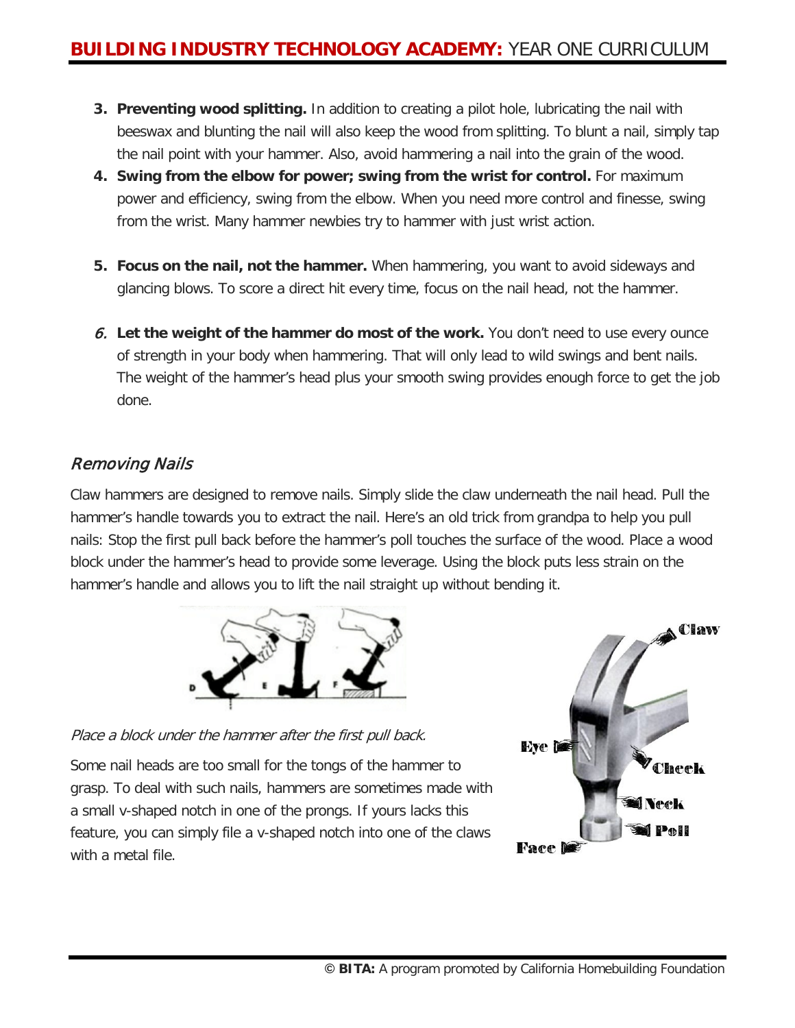3. **Preventing wood splitting.** In addition to creating a pilot hole, lubricating the nail with beeswax and blunting the nail will also keep the wood from splitting. To blunt a nail, simply tap the nail point with your hammer. Also, avoid hammering a nail into the grain of the wood.
4. **Swing from the elbow for power; swing from the wrist for control.** For maximum power and efficiency, swing from the elbow. When you need more control and finesse, swing from the wrist. Many hammer newbies try to hammer with just wrist action.
5. **Focus on the nail, not the hammer.** When hammering, you want to avoid sideways and glancing blows. To score a direct hit every time, focus on the nail head, not the hammer.
6. **Let the weight of the hammer do most of the work.** You don't need to use every ounce of strength in your body when hammering. That will only lead to wild swings and bent nails. The weight of the hammer's head plus your smooth swing provides enough force to get the job done.

## *Removing Nails*

Claw hammers are designed to remove nails. Simply slide the claw underneath the nail head. Pull the hammer's handle towards you to extract the nail. Here's an old trick from grandpa to help you pull nails: Stop the first pull back before the hammer's poll touches the surface of the wood. Place a wood block under the hammer's head to provide some leverage. Using the block puts less strain on the hammer's handle and allows you to lift the nail straight up without bending it.

*Place a block under the hammer after the first pull back.*

Some nail heads are too small for the tongs of the hammer to grasp. To deal with such nails, hammers are sometimes made with a small v-shaped notch in one of the prongs. If yours lacks this feature, you can simply file a v-shaped notch into one of the claws with a metal file.

Claw
Eye
Cheek
Neck
Poll
Face